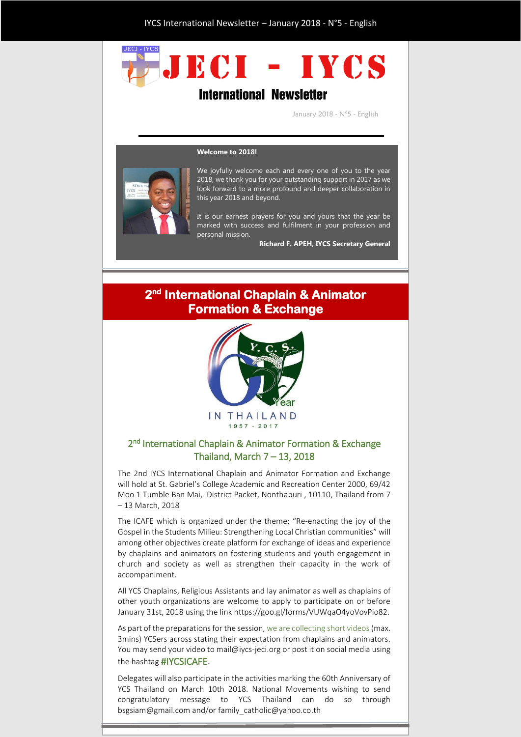# JECI - IYCS

## International Newsletter

January 2018 - N°5 - English

**Welcome to 2018!**

We joyfully welcome each and every one of you to the year 2018, we thank you for your outstanding support in 2017 as we look forward to a more profound and deeper collaboration in this year 2018 and beyond.

It is our earnest prayers for you and yours that the year be marked with success and fulfilment in your profession and personal mission.

**Richard F. APEH, IYCS Secretary General**

## 2nd International Chaplain & Animator Formation & Exchange

### 2nd International Chaplain & Animator Formation & Exchange Thailand, March 7 – 13, 2018

The 2nd IYCS International Chaplain and Animator Formation and Exchange will hold at St. Gabriel's College Academic and Recreation Center 2000, 69/42 Moo 1 Tumble Ban Mai, District Packet, Nonthaburi , 10110, Thailand from 7 – 13 March, 2018

The ICAFE which is organized under the theme; "Re-enacting the joy of the Gospel in the Students Milieu: Strengthening Local Christian communities" will among other objectives create platform for exchange of ideas and experience by chaplains and animators on fostering students and youth engagement in church and society as well as strengthen their capacity in the work of accompaniment.

All YCS Chaplains, Religious Assistants and lay animator as well as chaplains of other youth organizations are welcome to apply to participate on or before January 31st, 2018 using the link https://goo.gl/forms/VUWqaO4yoVovPio82.

As part of the preparations for the session, we are collecting short videos (max. 3mins) YCSers across stating their expectation from chaplains and animators. You may send your video to mail@iycs-jeci.org or post it on social media using the hashtag #IYCSICAFE.

Delegates will also participate in the activities marking the 60th Anniversary of YCS Thailand on March 10th 2018. National Movements wishing to send congratulatory message to YCS Thailand can do so through bsgsiam@gmail.com and/or family_catholic@yahoo.co.th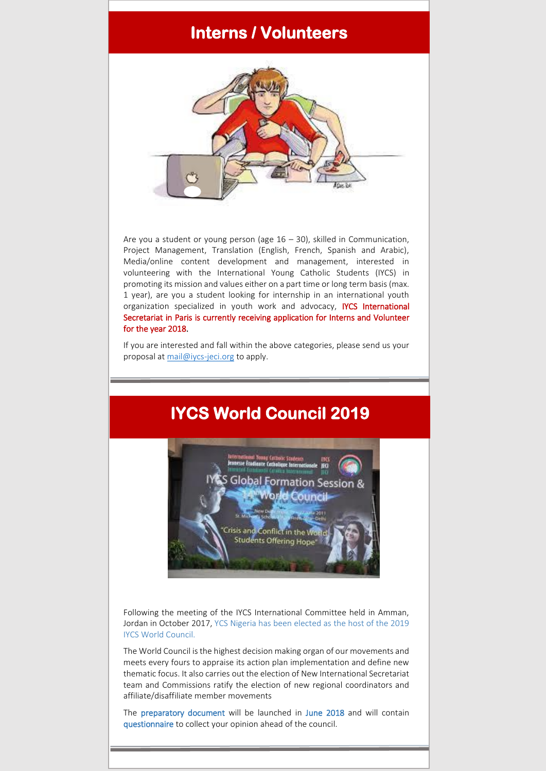# Interns / Volunteers

Are you a student or young person (age 16 – 30), skilled in Communication, Project Management, Translation (English, French, Spanish and Arabic), Media/online content development and management, interested in volunteering with the International Young Catholic Students (IYCS) in promoting its mission and values either on a part time or long term basis (max. 1 year), are you a student looking for internship in an international youth organization specialized in youth work and advocacy, IYCS International Secretariat in Paris is currently receiving application for Interns and Volunteer for the year 2018.

If you are interested and fall within the above categories, please send us your proposal at mail@iycs-jeci.org to apply.

# IYCS World Council 2019

Following the meeting of the IYCS International Committee held in Amman, Jordan in October 2017, YCS Nigeria has been elected as the host of the 2019 IYCS World Council.

The World Council is the highest decision making organ of our movements and meets every fours to appraise its action plan implementation and define new thematic focus. It also carries out the election of New International Secretariat team and Commissions ratify the election of new regional coordinators and affiliate/disaffiliate member movements

The preparatory document will be launched in June 2018 and will contain questionnaire to collect your opinion ahead of the council.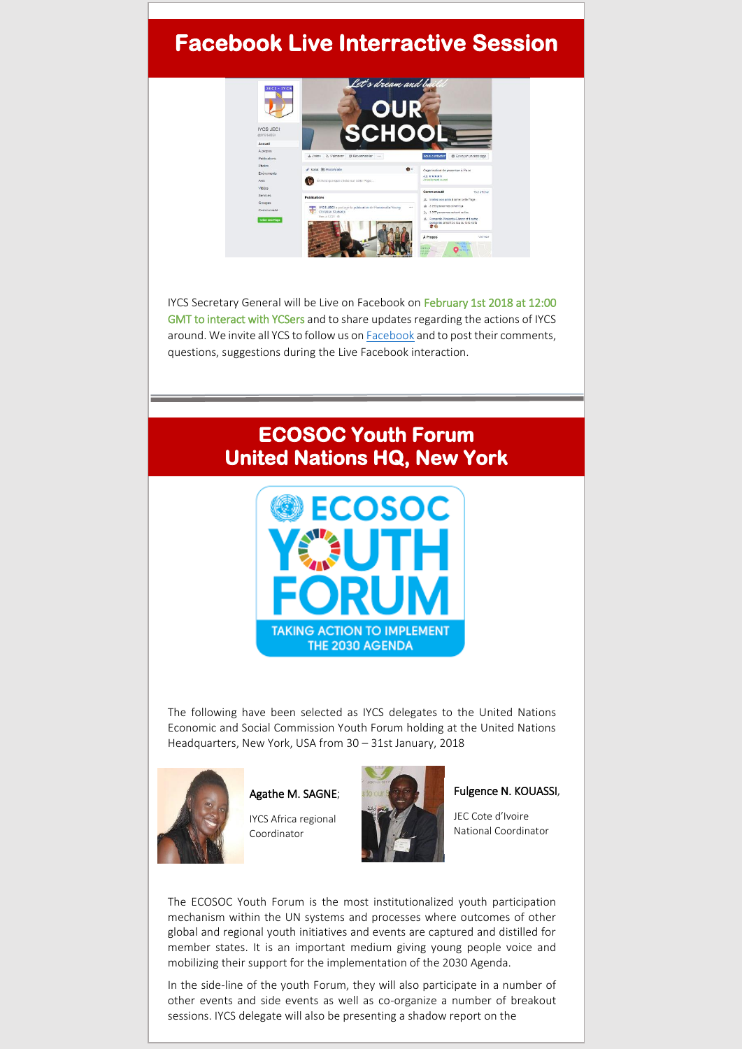# Facebook Live Interractive Session

IYCS Secretary General will be Live on Facebook on February 1st 2018 at 12:00 GMT to interact with YCSers and to share updates regarding the actions of IYCS around. We invite all YCS to follow us on [Facebook](Facebook) and to post their comments, questions, suggestions during the Live Facebook interaction.

---

# ECOSOC Youth Forum
# United Nations HQ, New York

The following have been selected as IYCS delegates to the United Nations Economic and Social Commission Youth Forum holding at the United Nations Headquarters, New York, USA from 30 – 31st January, 2018

Agathe M. SAGNE;

IYCS Africa regional Coordinator

Fulgence N. KOUASSI,

JEC Cote d'Ivoire National Coordinator

The ECOSOC Youth Forum is the most institutionalized youth participation mechanism within the UN systems and processes where outcomes of other global and regional youth initiatives and events are captured and distilled for member states. It is an important medium giving young people voice and mobilizing their support for the implementation of the 2030 Agenda.

In the side-line of the youth Forum, they will also participate in a number of other events and side events as well as co-organize a number of breakout sessions. IYCS delegate will also be presenting a shadow report on the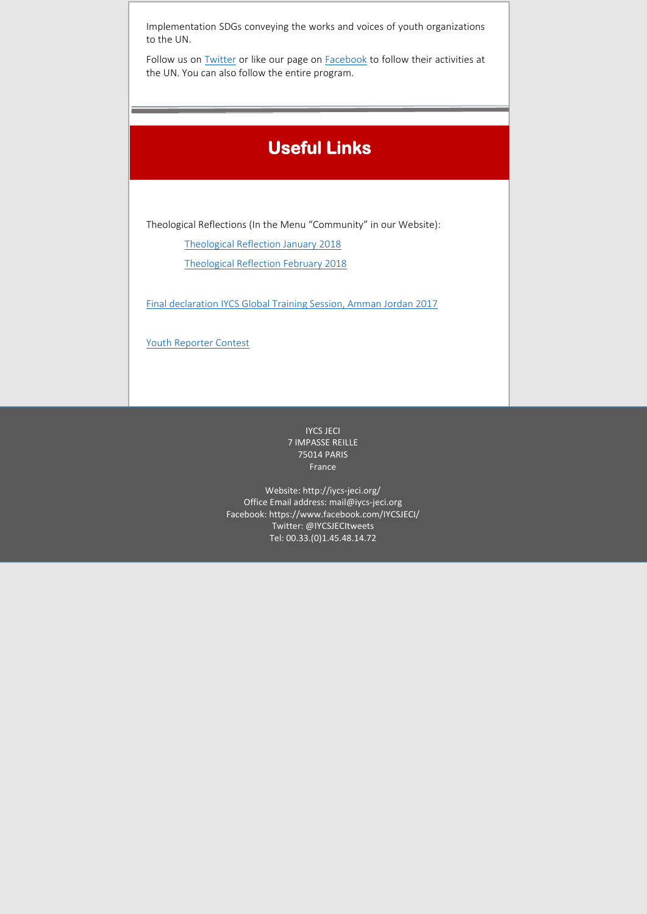Implementation SDGs conveying the works and voices of youth organizations to the UN.

Follow us on Twitter or like our page on Facebook to follow their activities at the UN. You can also follow the entire program.

## Useful Links

Theological Reflections (In the Menu "Community" in our Website):

- Theological Reflection January 2018
- Theological Reflection February 2018

Final declaration IYCS Global Training Session, Amman Jordan 2017

Youth Reporter Contest

IYCS JECI
7 IMPASSE REILLE
75014 PARIS
France

Website: http://iycs-jeci.org/
Office Email address: mail@iycs-jeci.org
Facebook: https://www.facebook.com/IYCSJECI/
Twitter: @IYCSJECItweets
Tel: 00.33.(0)1.45.48.14.72